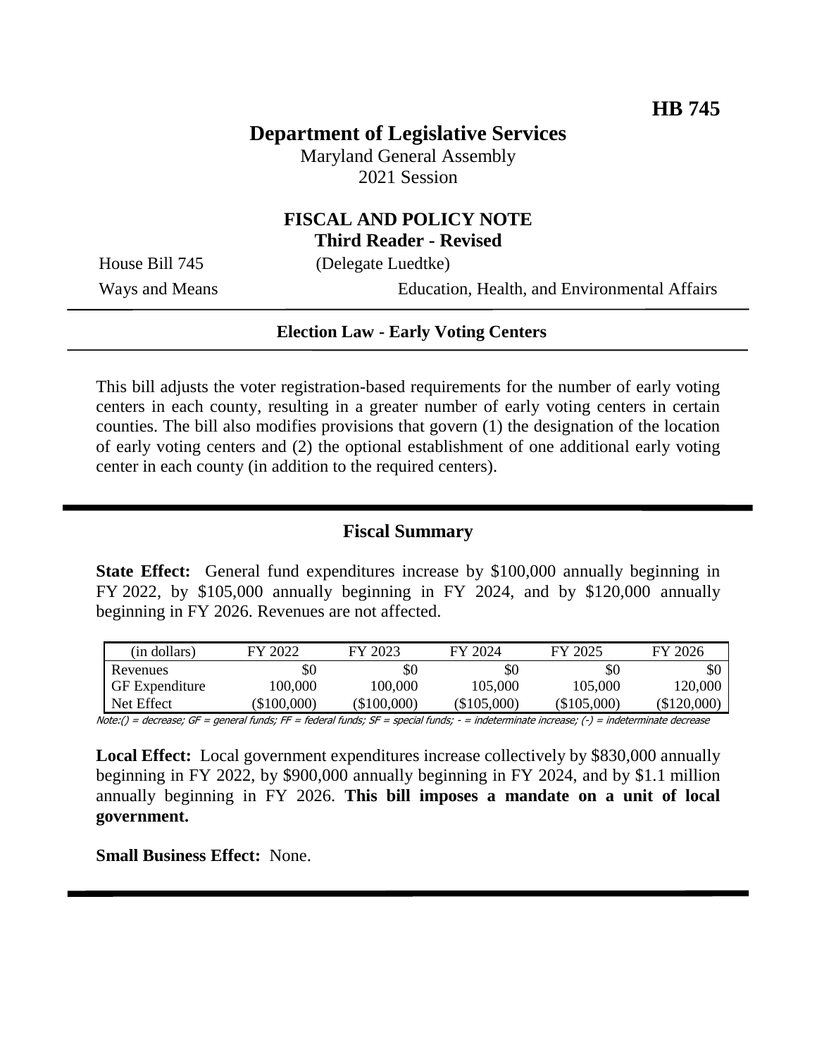**HB 745**

# Department of Legislative Services

Maryland General Assembly
2021 Session

## FISCAL AND POLICY NOTE
**Third Reader - Revised**

House Bill 745 (Delegate Luedtke)
Ways and Means Education, Health, and Environmental Affairs

---

**Election Law - Early Voting Centers**

---

This bill adjusts the voter registration-based requirements for the number of early voting centers in each county, resulting in a greater number of early voting centers in certain counties. The bill also modifies provisions that govern (1) the designation of the location of early voting centers and (2) the optional establishment of one additional early voting center in each county (in addition to the required centers).

---

## Fiscal Summary

**State Effect:** General fund expenditures increase by $100,000 annually beginning in FY 2022, by $105,000 annually beginning in FY 2024, and by $120,000 annually beginning in FY 2026. Revenues are not affected.

| (in dollars) | FY 2022 | FY 2023 | FY 2024 | FY 2025 | FY 2026 |
|---|---|---|---|---|---|
| Revenues | $0 | $0 | $0 | $0 | $0 |
| GF Expenditure | 100,000 | 100,000 | 105,000 | 105,000 | 120,000 |
| Net Effect | ($100,000) | ($100,000) | ($105,000) | ($105,000) | ($120,000) |

Note:() = decrease; GF = general funds; FF = federal funds; SF = special funds; - = indeterminate increase; (-) = indeterminate decrease

**Local Effect:** Local government expenditures increase collectively by $830,000 annually beginning in FY 2022, by $900,000 annually beginning in FY 2024, and by $1.1 million annually beginning in FY 2026. **This bill imposes a mandate on a unit of local government.**

**Small Business Effect:** None.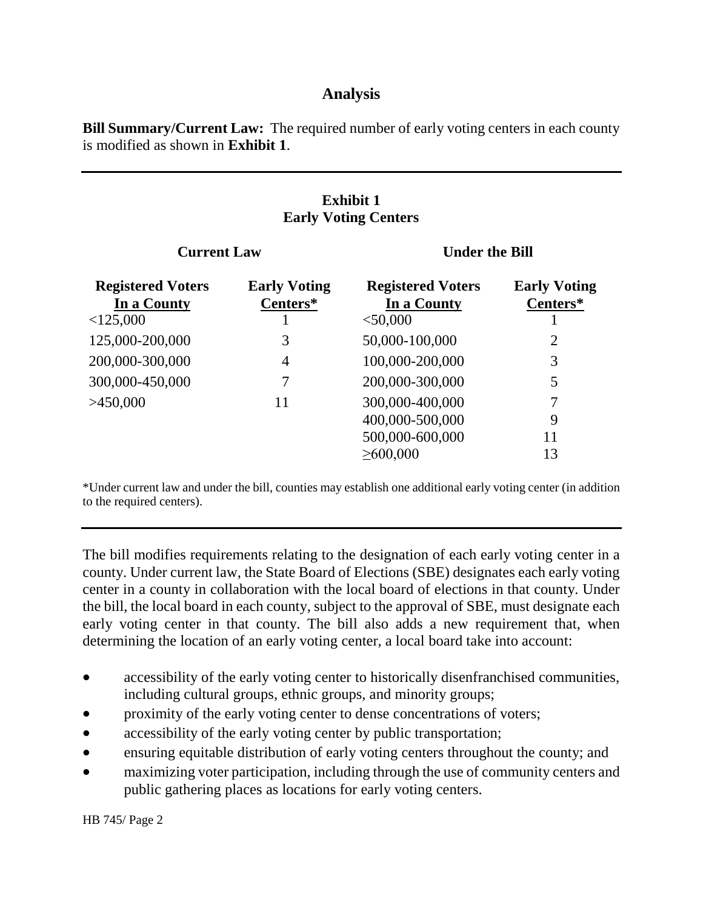## Analysis

**Bill Summary/Current Law:** The required number of early voting centers in each county is modified as shown in **Exhibit 1**.

**Exhibit 1**
**Early Voting Centers**

| Current Law | | Under the Bill | |
|---|---|---|---|
| **Registered Voters In a County** | **Early Voting Centers*** | **Registered Voters In a County** | **Early Voting Centers*** |
| <125,000 | 1 | <50,000 | 1 |
| 125,000-200,000 | 3 | 50,000-100,000 | 2 |
| 200,000-300,000 | 4 | 100,000-200,000 | 3 |
| 300,000-450,000 | 7 | 200,000-300,000 | 5 |
| >450,000 | 11 | 300,000-400,000 | 7 |
| | | 400,000-500,000 | 9 |
| | | 500,000-600,000 | 11 |
| | | ≥600,000 | 13 |

*Under current law and under the bill, counties may establish one additional early voting center (in addition to the required centers).

The bill modifies requirements relating to the designation of each early voting center in a county. Under current law, the State Board of Elections (SBE) designates each early voting center in a county in collaboration with the local board of elections in that county. Under the bill, the local board in each county, subject to the approval of SBE, must designate each early voting center in that county. The bill also adds a new requirement that, when determining the location of an early voting center, a local board take into account:

- accessibility of the early voting center to historically disenfranchised communities, including cultural groups, ethnic groups, and minority groups;
- proximity of the early voting center to dense concentrations of voters;
- accessibility of the early voting center by public transportation;
- ensuring equitable distribution of early voting centers throughout the county; and
- maximizing voter participation, including through the use of community centers and public gathering places as locations for early voting centers.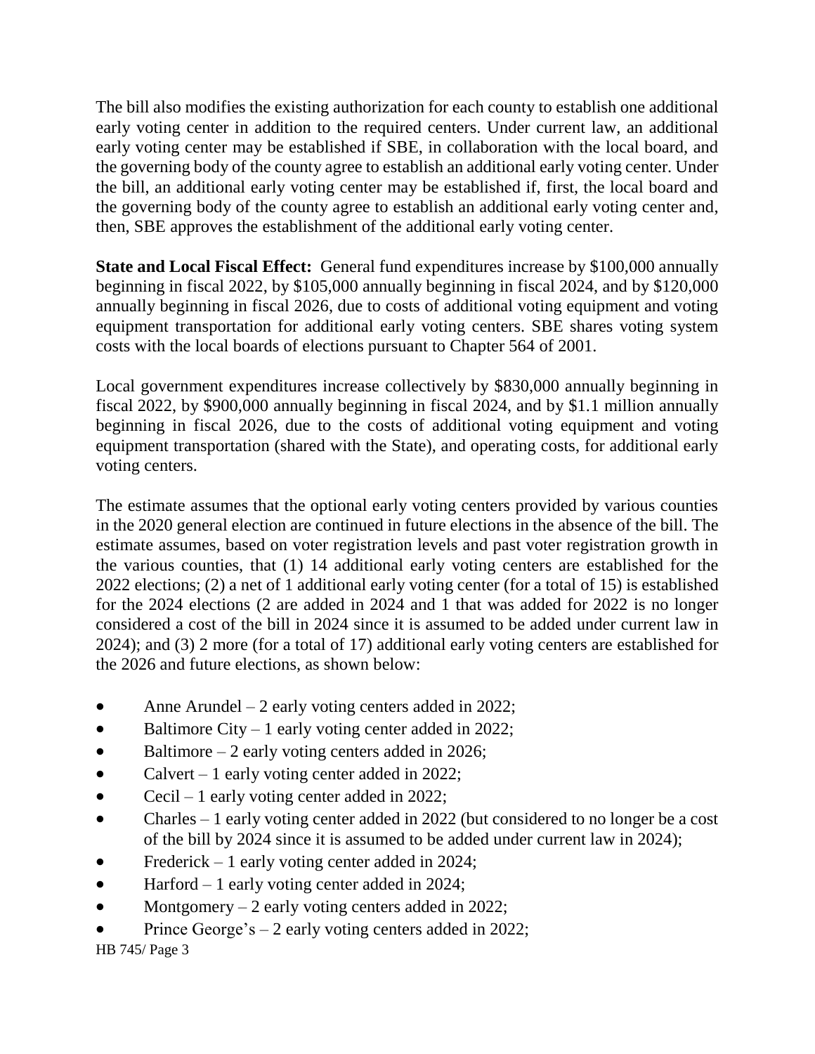The bill also modifies the existing authorization for each county to establish one additional early voting center in addition to the required centers. Under current law, an additional early voting center may be established if SBE, in collaboration with the local board, and the governing body of the county agree to establish an additional early voting center. Under the bill, an additional early voting center may be established if, first, the local board and the governing body of the county agree to establish an additional early voting center and, then, SBE approves the establishment of the additional early voting center.

**State and Local Fiscal Effect:** General fund expenditures increase by $100,000 annually beginning in fiscal 2022, by $105,000 annually beginning in fiscal 2024, and by $120,000 annually beginning in fiscal 2026, due to costs of additional voting equipment and voting equipment transportation for additional early voting centers. SBE shares voting system costs with the local boards of elections pursuant to Chapter 564 of 2001.

Local government expenditures increase collectively by $830,000 annually beginning in fiscal 2022, by $900,000 annually beginning in fiscal 2024, and by $1.1 million annually beginning in fiscal 2026, due to the costs of additional voting equipment and voting equipment transportation (shared with the State), and operating costs, for additional early voting centers.

The estimate assumes that the optional early voting centers provided by various counties in the 2020 general election are continued in future elections in the absence of the bill. The estimate assumes, based on voter registration levels and past voter registration growth in the various counties, that (1) 14 additional early voting centers are established for the 2022 elections; (2) a net of 1 additional early voting center (for a total of 15) is established for the 2024 elections (2 are added in 2024 and 1 that was added for 2022 is no longer considered a cost of the bill in 2024 since it is assumed to be added under current law in 2024); and (3) 2 more (for a total of 17) additional early voting centers are established for the 2026 and future elections, as shown below:

- Anne Arundel – 2 early voting centers added in 2022;
- Baltimore City – 1 early voting center added in 2022;
- Baltimore – 2 early voting centers added in 2026;
- Calvert – 1 early voting center added in 2022;
- Cecil – 1 early voting center added in 2022;
- Charles – 1 early voting center added in 2022 (but considered to no longer be a cost of the bill by 2024 since it is assumed to be added under current law in 2024);
- Frederick – 1 early voting center added in 2024;
- Harford – 1 early voting center added in 2024;
- Montgomery – 2 early voting centers added in 2022;
- Prince George's – 2 early voting centers added in 2022;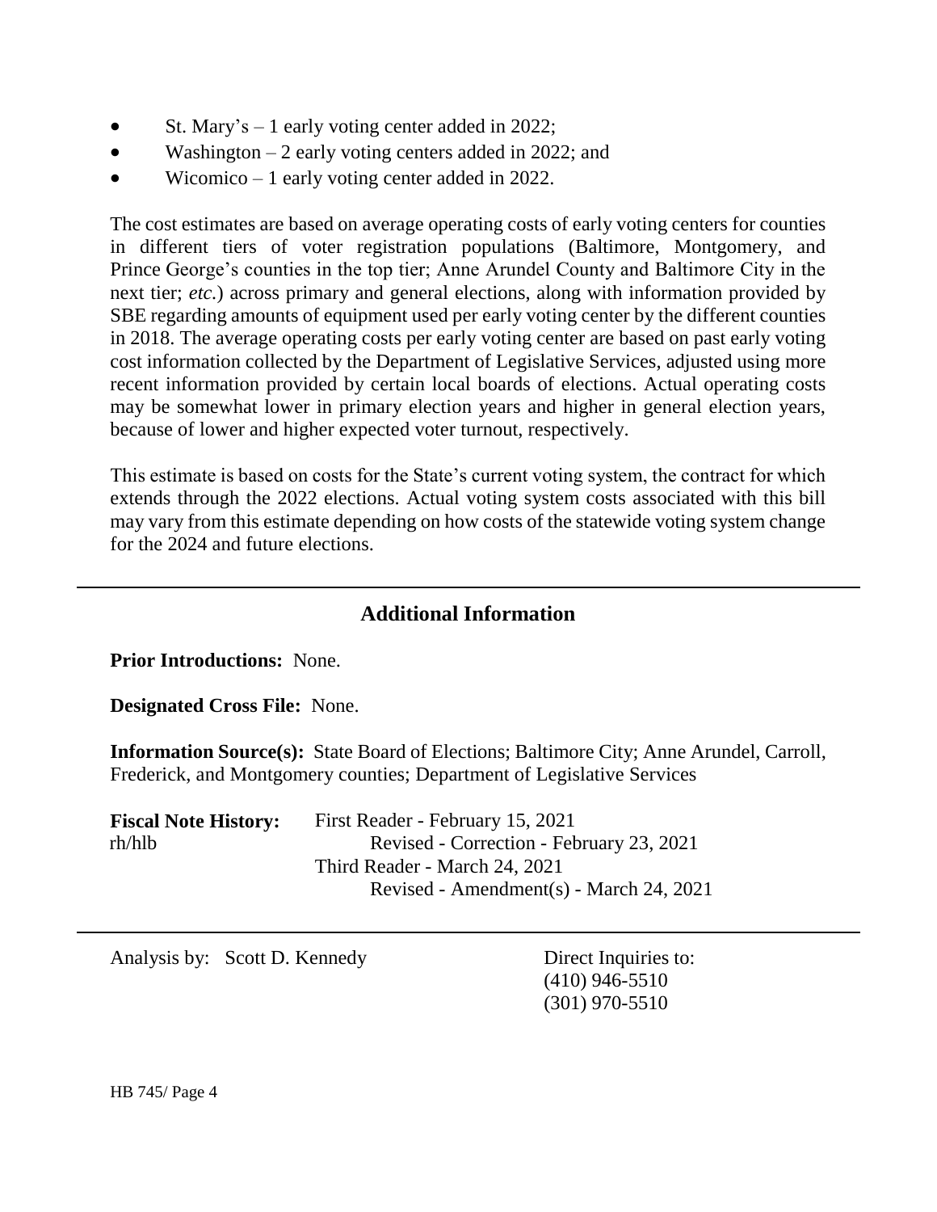- St. Mary's – 1 early voting center added in 2022;
- Washington – 2 early voting centers added in 2022; and
- Wicomico – 1 early voting center added in 2022.

The cost estimates are based on average operating costs of early voting centers for counties in different tiers of voter registration populations (Baltimore, Montgomery, and Prince George's counties in the top tier; Anne Arundel County and Baltimore City in the next tier; *etc.*) across primary and general elections, along with information provided by SBE regarding amounts of equipment used per early voting center by the different counties in 2018. The average operating costs per early voting center are based on past early voting cost information collected by the Department of Legislative Services, adjusted using more recent information provided by certain local boards of elections. Actual operating costs may be somewhat lower in primary election years and higher in general election years, because of lower and higher expected voter turnout, respectively.

This estimate is based on costs for the State's current voting system, the contract for which extends through the 2022 elections. Actual voting system costs associated with this bill may vary from this estimate depending on how costs of the statewide voting system change for the 2024 and future elections.

## Additional Information

**Prior Introductions:** None.

**Designated Cross File:** None.

**Information Source(s):** State Board of Elections; Baltimore City; Anne Arundel, Carroll, Frederick, and Montgomery counties; Department of Legislative Services

**Fiscal Note History:** First Reader - February 15, 2021
rh/hlb Revised - Correction - February 23, 2021
Third Reader - March 24, 2021
Revised - Amendment(s) - March 24, 2021

Analysis by: Scott D. Kennedy

Direct Inquiries to:
(410) 946-5510
(301) 970-5510